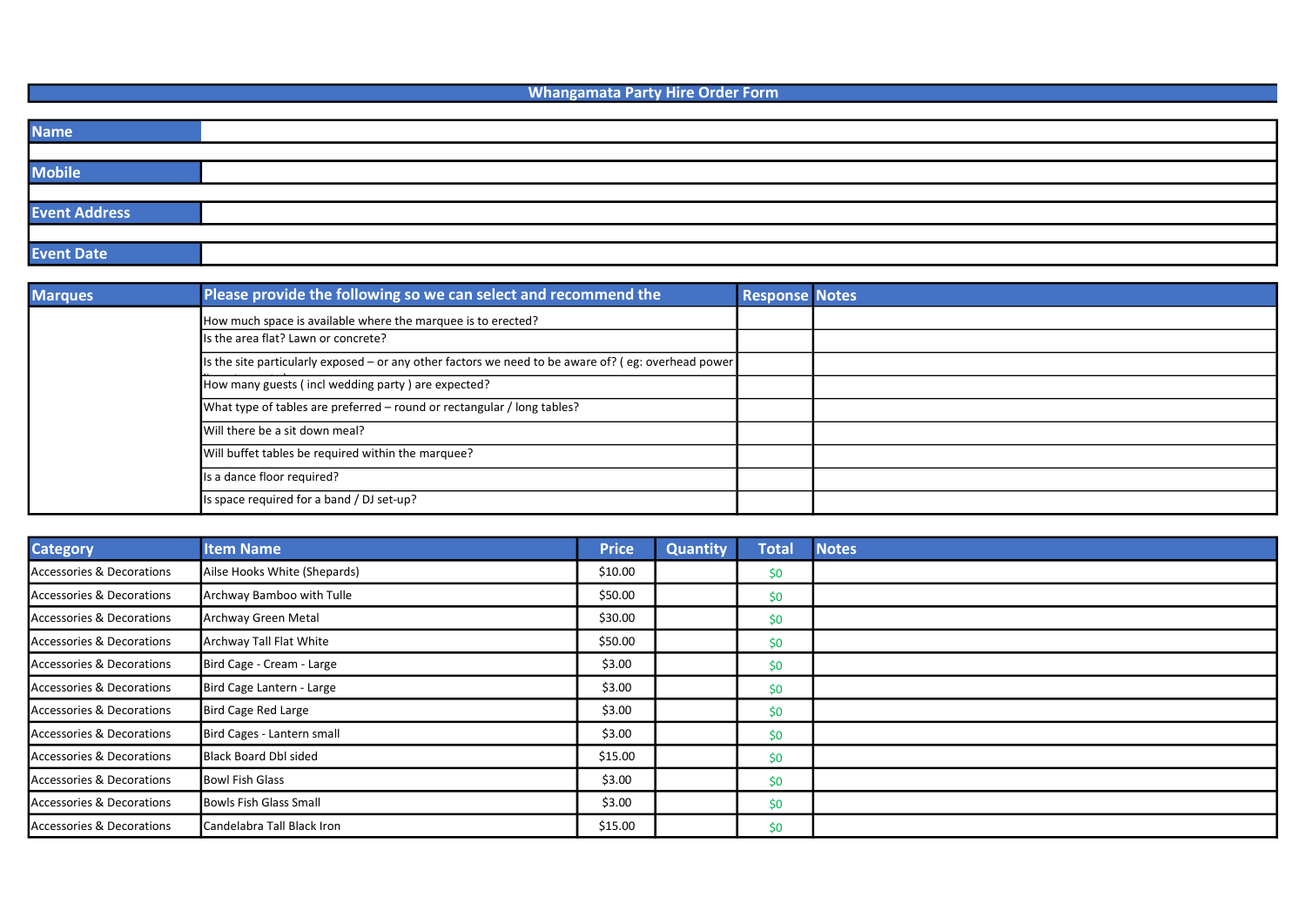# Whangamata Party Hire Order Form

| Name | |
|---|---|
| Mobile | |
| Event Address | |
| Event Date | |

| Marques | Please provide the following so we can select and recommend the | Response | Notes |
|---|---|---|---|
| | How much space is available where the marquee is to erected? | | |
| | Is the area flat? Lawn or concrete? | | |
| | Is the site particularly exposed – or any other factors we need to be aware of? ( eg: overhead power | | |
| | How many guests ( incl wedding party ) are expected? | | |
| | What type of tables are preferred – round or rectangular / long tables? | | |
| | Will there be a sit down meal? | | |
| | Will buffet tables be required within the marquee? | | |
| | Is a dance floor required? | | |
| | Is space required for a band / DJ set-up? | | |

| Category | Item Name | Price | Quantity | Total | Notes |
|---|---|---|---|---|---|
| Accessories & Decorations | Ailse Hooks White (Shepards) | $10.00 | | $0 | |
| Accessories & Decorations | Archway Bamboo with Tulle | $50.00 | | $0 | |
| Accessories & Decorations | Archway Green Metal | $30.00 | | $0 | |
| Accessories & Decorations | Archway Tall Flat White | $50.00 | | $0 | |
| Accessories & Decorations | Bird Cage - Cream - Large | $3.00 | | $0 | |
| Accessories & Decorations | Bird Cage Lantern - Large | $3.00 | | $0 | |
| Accessories & Decorations | Bird Cage Red Large | $3.00 | | $0 | |
| Accessories & Decorations | Bird Cages - Lantern small | $3.00 | | $0 | |
| Accessories & Decorations | Black Board Dbl sided | $15.00 | | $0 | |
| Accessories & Decorations | Bowl Fish Glass | $3.00 | | $0 | |
| Accessories & Decorations | Bowls Fish Glass Small | $3.00 | | $0 | |
| Accessories & Decorations | Candelabra Tall Black Iron | $15.00 | | $0 | |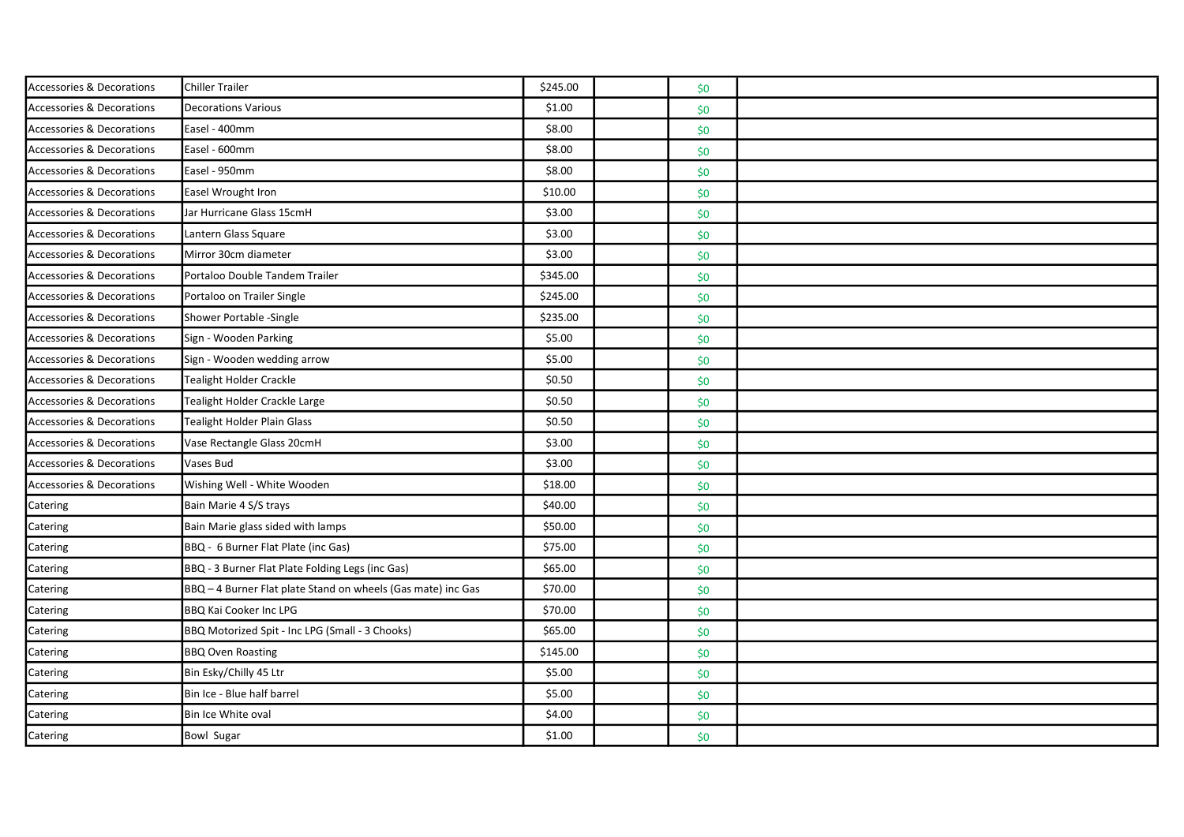| | | | | | |
|---|---|---|---|---|---|
| Accessories & Decorations | Chiller Trailer | $245.00 | | $0 | |
| Accessories & Decorations | Decorations Various | $1.00 | | $0 | |
| Accessories & Decorations | Easel - 400mm | $8.00 | | $0 | |
| Accessories & Decorations | Easel - 600mm | $8.00 | | $0 | |
| Accessories & Decorations | Easel - 950mm | $8.00 | | $0 | |
| Accessories & Decorations | Easel Wrought Iron | $10.00 | | $0 | |
| Accessories & Decorations | Jar Hurricane Glass 15cmH | $3.00 | | $0 | |
| Accessories & Decorations | Lantern Glass Square | $3.00 | | $0 | |
| Accessories & Decorations | Mirror 30cm diameter | $3.00 | | $0 | |
| Accessories & Decorations | Portaloo Double Tandem Trailer | $345.00 | | $0 | |
| Accessories & Decorations | Portaloo on Trailer Single | $245.00 | | $0 | |
| Accessories & Decorations | Shower Portable -Single | $235.00 | | $0 | |
| Accessories & Decorations | Sign - Wooden Parking | $5.00 | | $0 | |
| Accessories & Decorations | Sign - Wooden wedding arrow | $5.00 | | $0 | |
| Accessories & Decorations | Tealight Holder Crackle | $0.50 | | $0 | |
| Accessories & Decorations | Tealight Holder Crackle Large | $0.50 | | $0 | |
| Accessories & Decorations | Tealight Holder Plain Glass | $0.50 | | $0 | |
| Accessories & Decorations | Vase Rectangle Glass 20cmH | $3.00 | | $0 | |
| Accessories & Decorations | Vases Bud | $3.00 | | $0 | |
| Accessories & Decorations | Wishing Well - White Wooden | $18.00 | | $0 | |
| Catering | Bain Marie 4 S/S trays | $40.00 | | $0 | |
| Catering | Bain Marie glass sided with lamps | $50.00 | | $0 | |
| Catering | BBQ - 6 Burner Flat Plate (inc Gas) | $75.00 | | $0 | |
| Catering | BBQ - 3 Burner Flat Plate Folding Legs (inc Gas) | $65.00 | | $0 | |
| Catering | BBQ – 4 Burner Flat plate Stand on wheels (Gas mate) inc Gas | $70.00 | | $0 | |
| Catering | BBQ Kai Cooker Inc LPG | $70.00 | | $0 | |
| Catering | BBQ Motorized Spit - Inc LPG (Small - 3 Chooks) | $65.00 | | $0 | |
| Catering | BBQ Oven Roasting | $145.00 | | $0 | |
| Catering | Bin Esky/Chilly 45 Ltr | $5.00 | | $0 | |
| Catering | Bin Ice - Blue half barrel | $5.00 | | $0 | |
| Catering | Bin Ice White oval | $4.00 | | $0 | |
| Catering | Bowl Sugar | $1.00 | | $0 | |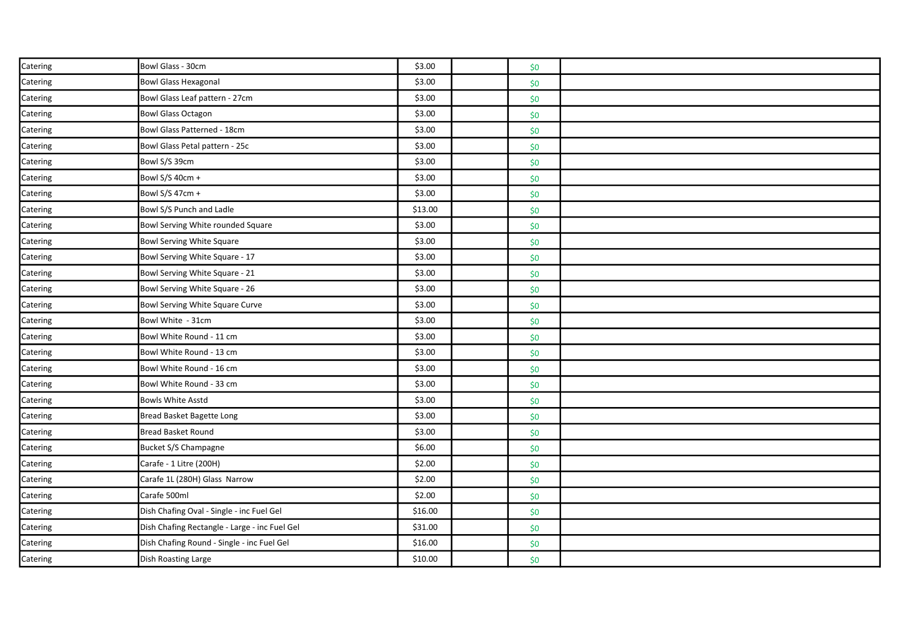| | | | | | |
|---|---|---|---|---|---|
| Catering | Bowl Glass - 30cm | $3.00 | | $0 | |
| Catering | Bowl Glass Hexagonal | $3.00 | | $0 | |
| Catering | Bowl Glass Leaf pattern - 27cm | $3.00 | | $0 | |
| Catering | Bowl Glass Octagon | $3.00 | | $0 | |
| Catering | Bowl Glass Patterned - 18cm | $3.00 | | $0 | |
| Catering | Bowl Glass Petal pattern - 25c | $3.00 | | $0 | |
| Catering | Bowl S/S 39cm | $3.00 | | $0 | |
| Catering | Bowl S/S 40cm + | $3.00 | | $0 | |
| Catering | Bowl S/S 47cm + | $3.00 | | $0 | |
| Catering | Bowl S/S Punch and Ladle | $13.00 | | $0 | |
| Catering | Bowl Serving White rounded Square | $3.00 | | $0 | |
| Catering | Bowl Serving White Square | $3.00 | | $0 | |
| Catering | Bowl Serving White Square - 17 | $3.00 | | $0 | |
| Catering | Bowl Serving White Square - 21 | $3.00 | | $0 | |
| Catering | Bowl Serving White Square - 26 | $3.00 | | $0 | |
| Catering | Bowl Serving White Square Curve | $3.00 | | $0 | |
| Catering | Bowl White - 31cm | $3.00 | | $0 | |
| Catering | Bowl White Round - 11 cm | $3.00 | | $0 | |
| Catering | Bowl White Round - 13 cm | $3.00 | | $0 | |
| Catering | Bowl White Round - 16 cm | $3.00 | | $0 | |
| Catering | Bowl White Round - 33 cm | $3.00 | | $0 | |
| Catering | Bowls White Asstd | $3.00 | | $0 | |
| Catering | Bread Basket Bagette Long | $3.00 | | $0 | |
| Catering | Bread Basket Round | $3.00 | | $0 | |
| Catering | Bucket S/S Champagne | $6.00 | | $0 | |
| Catering | Carafe - 1 Litre (200H) | $2.00 | | $0 | |
| Catering | Carafe 1L (280H) Glass Narrow | $2.00 | | $0 | |
| Catering | Carafe 500ml | $2.00 | | $0 | |
| Catering | Dish Chafing Oval - Single - inc Fuel Gel | $16.00 | | $0 | |
| Catering | Dish Chafing Rectangle - Large - inc Fuel Gel | $31.00 | | $0 | |
| Catering | Dish Chafing Round - Single - inc Fuel Gel | $16.00 | | $0 | |
| Catering | Dish Roasting Large | $10.00 | | $0 | |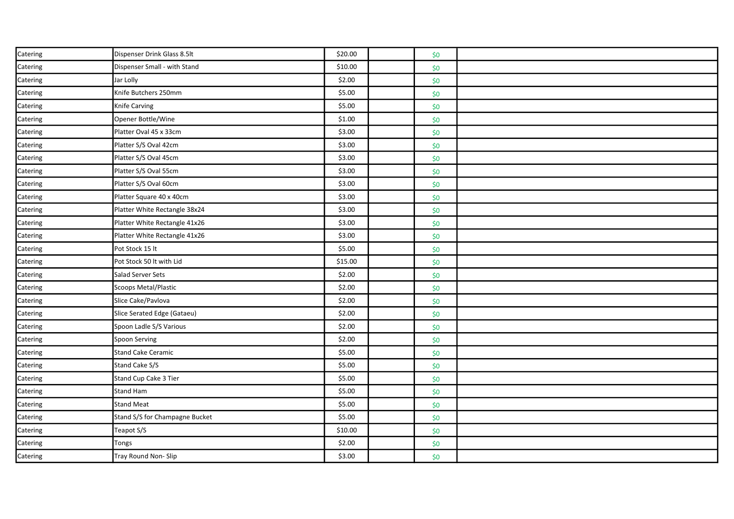| | | | | | |
|---|---|---|---|---|---|
| Catering | Dispenser Drink Glass 8.5lt | $20.00 | | $0 | |
| Catering | Dispenser Small - with Stand | $10.00 | | $0 | |
| Catering | Jar Lolly | $2.00 | | $0 | |
| Catering | Knife Butchers 250mm | $5.00 | | $0 | |
| Catering | Knife Carving | $5.00 | | $0 | |
| Catering | Opener Bottle/Wine | $1.00 | | $0 | |
| Catering | Platter Oval 45 x 33cm | $3.00 | | $0 | |
| Catering | Platter S/S Oval 42cm | $3.00 | | $0 | |
| Catering | Platter S/S Oval 45cm | $3.00 | | $0 | |
| Catering | Platter S/S Oval 55cm | $3.00 | | $0 | |
| Catering | Platter S/S Oval 60cm | $3.00 | | $0 | |
| Catering | Platter Square 40 x 40cm | $3.00 | | $0 | |
| Catering | Platter White Rectangle 38x24 | $3.00 | | $0 | |
| Catering | Platter White Rectangle 41x26 | $3.00 | | $0 | |
| Catering | Platter White Rectangle 41x26 | $3.00 | | $0 | |
| Catering | Pot Stock 15 lt | $5.00 | | $0 | |
| Catering | Pot Stock 50 lt with Lid | $15.00 | | $0 | |
| Catering | Salad Server Sets | $2.00 | | $0 | |
| Catering | Scoops Metal/Plastic | $2.00 | | $0 | |
| Catering | Slice Cake/Pavlova | $2.00 | | $0 | |
| Catering | Slice Serated Edge (Gataeu) | $2.00 | | $0 | |
| Catering | Spoon Ladle S/S Various | $2.00 | | $0 | |
| Catering | Spoon Serving | $2.00 | | $0 | |
| Catering | Stand Cake Ceramic | $5.00 | | $0 | |
| Catering | Stand Cake S/S | $5.00 | | $0 | |
| Catering | Stand Cup Cake 3 Tier | $5.00 | | $0 | |
| Catering | Stand Ham | $5.00 | | $0 | |
| Catering | Stand Meat | $5.00 | | $0 | |
| Catering | Stand S/S for Champagne Bucket | $5.00 | | $0 | |
| Catering | Teapot S/S | $10.00 | | $0 | |
| Catering | Tongs | $2.00 | | $0 | |
| Catering | Tray Round Non- Slip | $3.00 | | $0 | |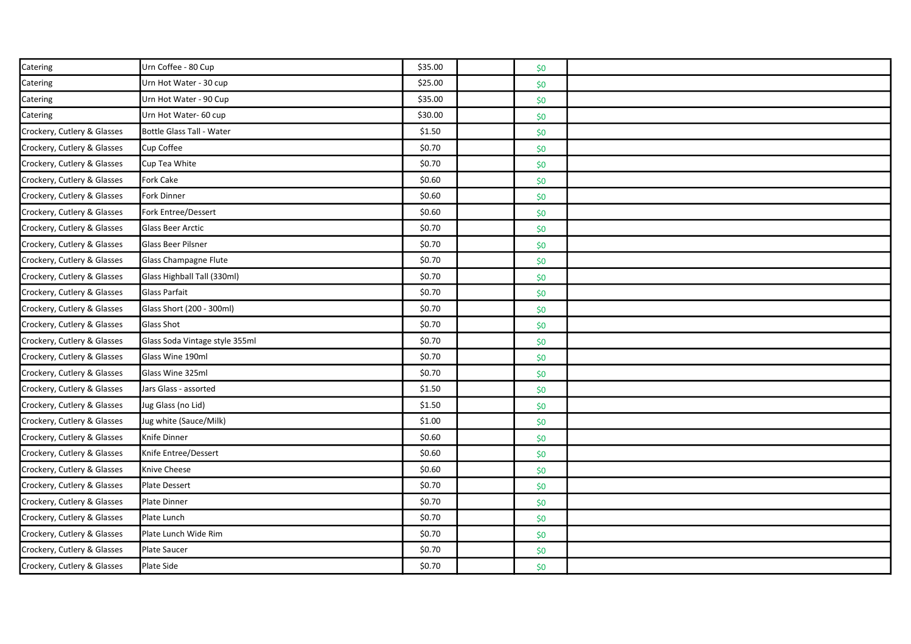| | | | | | |
|---|---|---|---|---|---|
| Catering | Urn Coffee - 80 Cup | $35.00 | | $0 | |
| Catering | Urn Hot Water - 30 cup | $25.00 | | $0 | |
| Catering | Urn Hot Water - 90 Cup | $35.00 | | $0 | |
| Catering | Urn Hot Water- 60 cup | $30.00 | | $0 | |
| Crockery, Cutlery & Glasses | Bottle Glass Tall - Water | $1.50 | | $0 | |
| Crockery, Cutlery & Glasses | Cup Coffee | $0.70 | | $0 | |
| Crockery, Cutlery & Glasses | Cup Tea White | $0.70 | | $0 | |
| Crockery, Cutlery & Glasses | Fork Cake | $0.60 | | $0 | |
| Crockery, Cutlery & Glasses | Fork Dinner | $0.60 | | $0 | |
| Crockery, Cutlery & Glasses | Fork Entree/Dessert | $0.60 | | $0 | |
| Crockery, Cutlery & Glasses | Glass Beer Arctic | $0.70 | | $0 | |
| Crockery, Cutlery & Glasses | Glass Beer Pilsner | $0.70 | | $0 | |
| Crockery, Cutlery & Glasses | Glass Champagne Flute | $0.70 | | $0 | |
| Crockery, Cutlery & Glasses | Glass Highball Tall (330ml) | $0.70 | | $0 | |
| Crockery, Cutlery & Glasses | Glass Parfait | $0.70 | | $0 | |
| Crockery, Cutlery & Glasses | Glass Short (200 - 300ml) | $0.70 | | $0 | |
| Crockery, Cutlery & Glasses | Glass Shot | $0.70 | | $0 | |
| Crockery, Cutlery & Glasses | Glass Soda Vintage style 355ml | $0.70 | | $0 | |
| Crockery, Cutlery & Glasses | Glass Wine 190ml | $0.70 | | $0 | |
| Crockery, Cutlery & Glasses | Glass Wine 325ml | $0.70 | | $0 | |
| Crockery, Cutlery & Glasses | Jars Glass - assorted | $1.50 | | $0 | |
| Crockery, Cutlery & Glasses | Jug Glass (no Lid) | $1.50 | | $0 | |
| Crockery, Cutlery & Glasses | Jug white (Sauce/Milk) | $1.00 | | $0 | |
| Crockery, Cutlery & Glasses | Knife Dinner | $0.60 | | $0 | |
| Crockery, Cutlery & Glasses | Knife Entree/Dessert | $0.60 | | $0 | |
| Crockery, Cutlery & Glasses | Knive Cheese | $0.60 | | $0 | |
| Crockery, Cutlery & Glasses | Plate Dessert | $0.70 | | $0 | |
| Crockery, Cutlery & Glasses | Plate Dinner | $0.70 | | $0 | |
| Crockery, Cutlery & Glasses | Plate Lunch | $0.70 | | $0 | |
| Crockery, Cutlery & Glasses | Plate Lunch Wide Rim | $0.70 | | $0 | |
| Crockery, Cutlery & Glasses | Plate Saucer | $0.70 | | $0 | |
| Crockery, Cutlery & Glasses | Plate Side | $0.70 | | $0 | |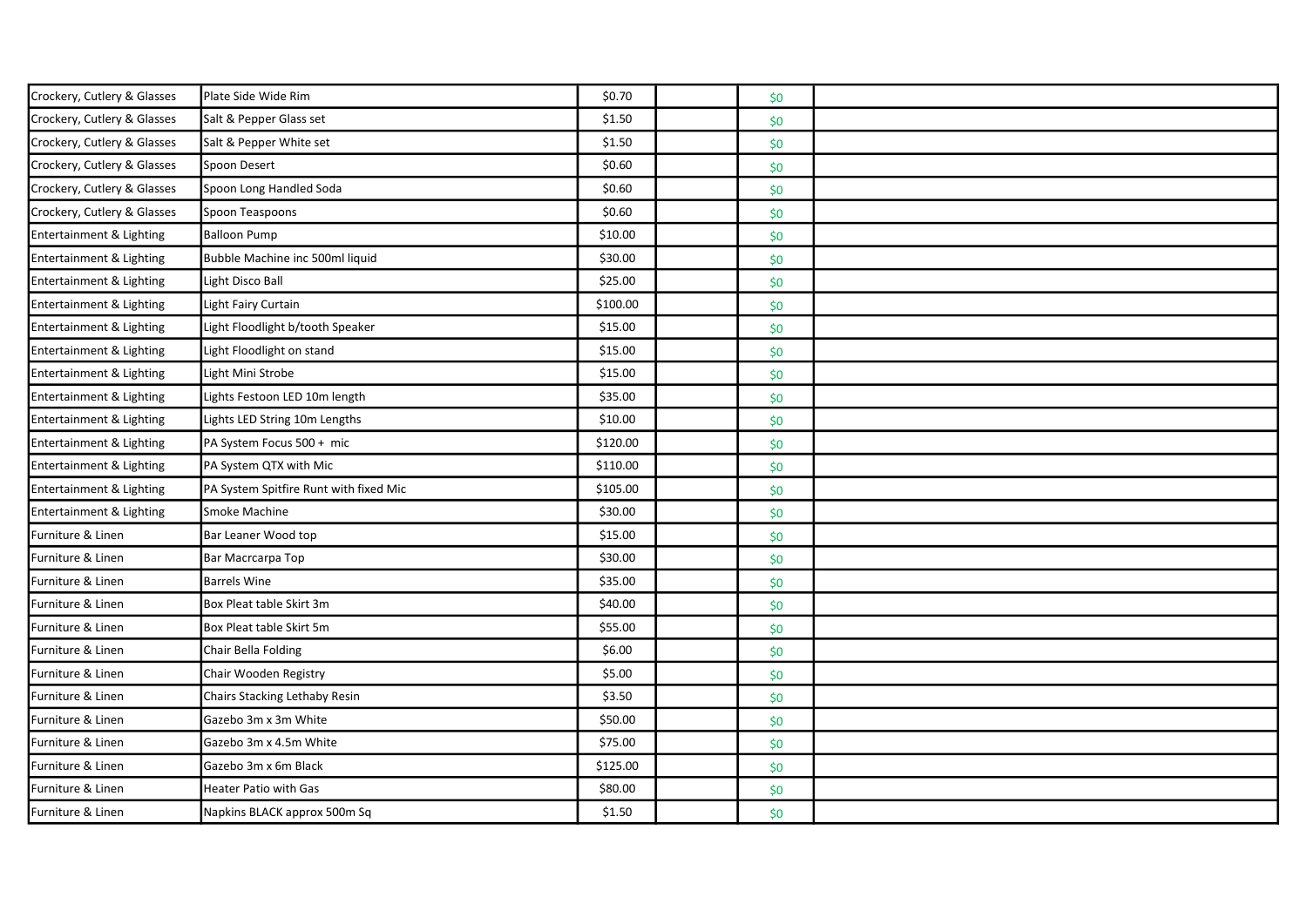| | | | | | |
|---|---|---|---|---|---|
| Crockery, Cutlery & Glasses | Plate Side Wide Rim | $0.70 | | $0 | |
| Crockery, Cutlery & Glasses | Salt & Pepper Glass set | $1.50 | | $0 | |
| Crockery, Cutlery & Glasses | Salt & Pepper White set | $1.50 | | $0 | |
| Crockery, Cutlery & Glasses | Spoon Desert | $0.60 | | $0 | |
| Crockery, Cutlery & Glasses | Spoon Long Handled Soda | $0.60 | | $0 | |
| Crockery, Cutlery & Glasses | Spoon Teaspoons | $0.60 | | $0 | |
| Entertainment & Lighting | Balloon Pump | $10.00 | | $0 | |
| Entertainment & Lighting | Bubble Machine inc 500ml liquid | $30.00 | | $0 | |
| Entertainment & Lighting | Light Disco Ball | $25.00 | | $0 | |
| Entertainment & Lighting | Light Fairy Curtain | $100.00 | | $0 | |
| Entertainment & Lighting | Light Floodlight b/tooth Speaker | $15.00 | | $0 | |
| Entertainment & Lighting | Light Floodlight on stand | $15.00 | | $0 | |
| Entertainment & Lighting | Light Mini Strobe | $15.00 | | $0 | |
| Entertainment & Lighting | Lights Festoon LED 10m length | $35.00 | | $0 | |
| Entertainment & Lighting | Lights LED String 10m Lengths | $10.00 | | $0 | |
| Entertainment & Lighting | PA System Focus 500 + mic | $120.00 | | $0 | |
| Entertainment & Lighting | PA System QTX with Mic | $110.00 | | $0 | |
| Entertainment & Lighting | PA System Spitfire Runt with fixed Mic | $105.00 | | $0 | |
| Entertainment & Lighting | Smoke Machine | $30.00 | | $0 | |
| Furniture & Linen | Bar Leaner Wood top | $15.00 | | $0 | |
| Furniture & Linen | Bar Macrcarpa Top | $30.00 | | $0 | |
| Furniture & Linen | Barrels Wine | $35.00 | | $0 | |
| Furniture & Linen | Box Pleat table Skirt 3m | $40.00 | | $0 | |
| Furniture & Linen | Box Pleat table Skirt 5m | $55.00 | | $0 | |
| Furniture & Linen | Chair Bella Folding | $6.00 | | $0 | |
| Furniture & Linen | Chair Wooden Registry | $5.00 | | $0 | |
| Furniture & Linen | Chairs Stacking Lethaby Resin | $3.50 | | $0 | |
| Furniture & Linen | Gazebo 3m x 3m White | $50.00 | | $0 | |
| Furniture & Linen | Gazebo 3m x 4.5m White | $75.00 | | $0 | |
| Furniture & Linen | Gazebo 3m x 6m Black | $125.00 | | $0 | |
| Furniture & Linen | Heater Patio with Gas | $80.00 | | $0 | |
| Furniture & Linen | Napkins BLACK approx 500m Sq | $1.50 | | $0 | |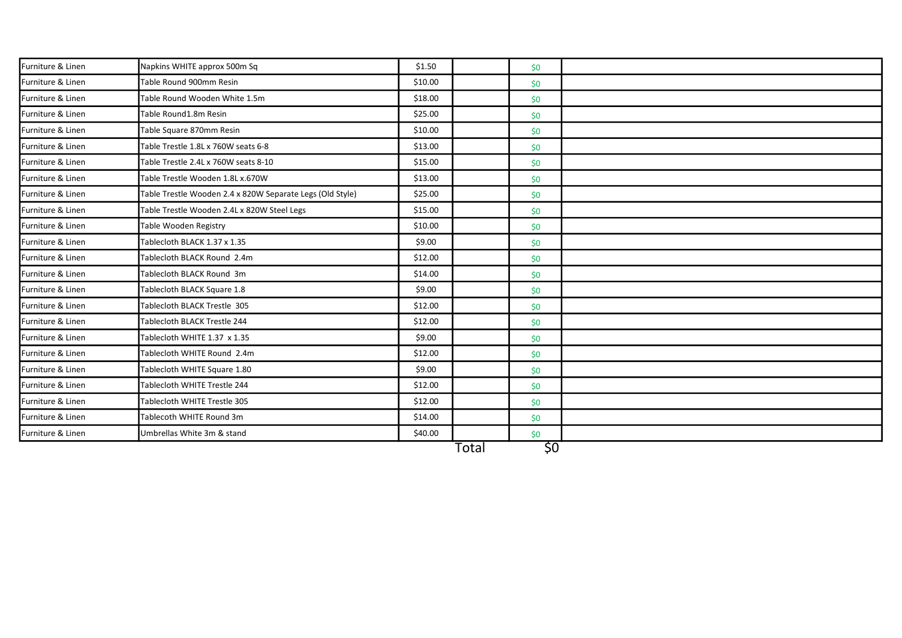| | | | | | |
|---|---|---|---|---|---|
| Furniture & Linen | Napkins WHITE approx 500m Sq | $1.50 | | $0 | |
| Furniture & Linen | Table Round 900mm Resin | $10.00 | | $0 | |
| Furniture & Linen | Table Round Wooden White 1.5m | $18.00 | | $0 | |
| Furniture & Linen | Table Round1.8m Resin | $25.00 | | $0 | |
| Furniture & Linen | Table Square 870mm Resin | $10.00 | | $0 | |
| Furniture & Linen | Table Trestle 1.8L x 760W seats 6-8 | $13.00 | | $0 | |
| Furniture & Linen | Table Trestle 2.4L x 760W seats 8-10 | $15.00 | | $0 | |
| Furniture & Linen | Table Trestle Wooden 1.8L x.670W | $13.00 | | $0 | |
| Furniture & Linen | Table Trestle Wooden 2.4 x 820W Separate Legs (Old Style) | $25.00 | | $0 | |
| Furniture & Linen | Table Trestle Wooden 2.4L x 820W Steel Legs | $15.00 | | $0 | |
| Furniture & Linen | Table Wooden Registry | $10.00 | | $0 | |
| Furniture & Linen | Tablecloth BLACK 1.37 x 1.35 | $9.00 | | $0 | |
| Furniture & Linen | Tablecloth BLACK Round 2.4m | $12.00 | | $0 | |
| Furniture & Linen | Tablecloth BLACK Round 3m | $14.00 | | $0 | |
| Furniture & Linen | Tablecloth BLACK Square 1.8 | $9.00 | | $0 | |
| Furniture & Linen | Tablecloth BLACK Trestle 305 | $12.00 | | $0 | |
| Furniture & Linen | Tablecloth BLACK Trestle 244 | $12.00 | | $0 | |
| Furniture & Linen | Tablecloth WHITE 1.37 x 1.35 | $9.00 | | $0 | |
| Furniture & Linen | Tablecloth WHITE Round 2.4m | $12.00 | | $0 | |
| Furniture & Linen | Tablecloth WHITE Square 1.80 | $9.00 | | $0 | |
| Furniture & Linen | Tablecloth WHITE Trestle 244 | $12.00 | | $0 | |
| Furniture & Linen | Tablecloth WHITE Trestle 305 | $12.00 | | $0 | |
| Furniture & Linen | Tablecoth WHITE Round 3m | $14.00 | | $0 | |
| Furniture & Linen | Umbrellas White 3m & stand | $40.00 | | $0 | |
| | | | Total | $0 | |